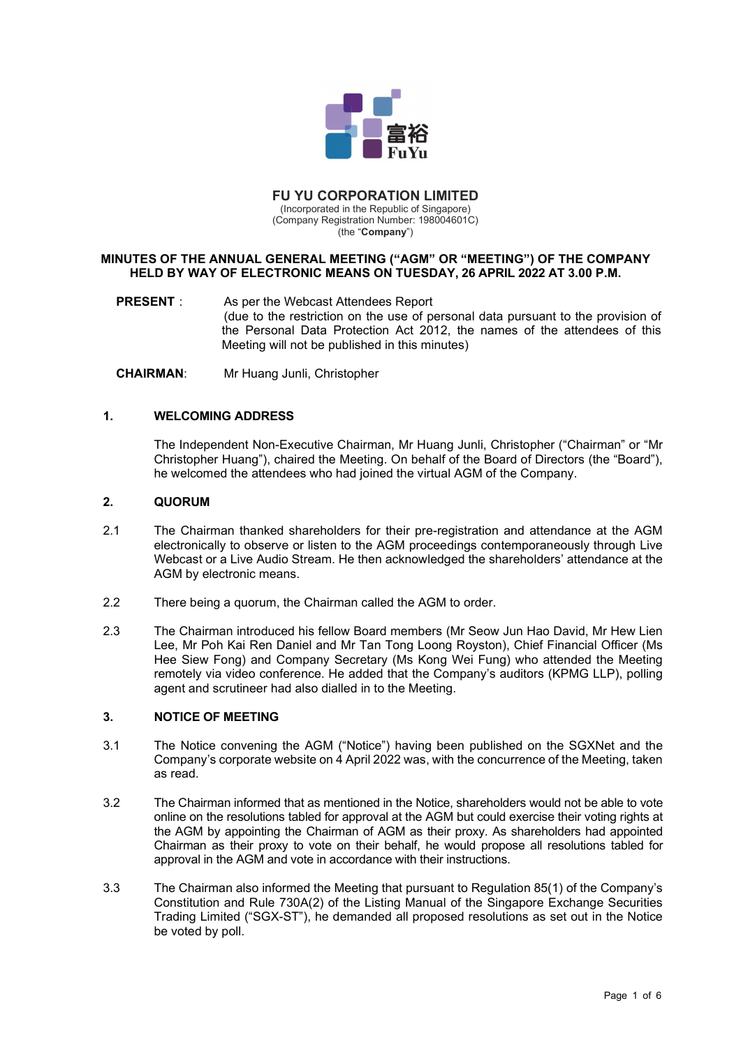# FU YU CORPORATION LIMITED

(Incorporated in the Republic of Singapore)
(Company Registration Number: 198004601C)
(the "**Company**")

## MINUTES OF THE ANNUAL GENERAL MEETING ("AGM" OR "MEETING") OF THE COMPANY HELD BY WAY OF ELECTRONIC MEANS ON TUESDAY, 26 APRIL 2022 AT 3.00 P.M.

**PRESENT** : As per the Webcast Attendees Report (due to the restriction on the use of personal data pursuant to the provision of the Personal Data Protection Act 2012, the names of the attendees of this Meeting will not be published in this minutes)

**CHAIRMAN**: Mr Huang Junli, Christopher

### 1. WELCOMING ADDRESS

The Independent Non-Executive Chairman, Mr Huang Junli, Christopher ("Chairman" or "Mr Christopher Huang"), chaired the Meeting. On behalf of the Board of Directors (the "Board"), he welcomed the attendees who had joined the virtual AGM of the Company.

### 2. QUORUM

2.1 The Chairman thanked shareholders for their pre-registration and attendance at the AGM electronically to observe or listen to the AGM proceedings contemporaneously through Live Webcast or a Live Audio Stream. He then acknowledged the shareholders' attendance at the AGM by electronic means.

2.2 There being a quorum, the Chairman called the AGM to order.

2.3 The Chairman introduced his fellow Board members (Mr Seow Jun Hao David, Mr Hew Lien Lee, Mr Poh Kai Ren Daniel and Mr Tan Tong Loong Royston), Chief Financial Officer (Ms Hee Siew Fong) and Company Secretary (Ms Kong Wei Fung) who attended the Meeting remotely via video conference. He added that the Company's auditors (KPMG LLP), polling agent and scrutineer had also dialled in to the Meeting.

### 3. NOTICE OF MEETING

3.1 The Notice convening the AGM ("Notice") having been published on the SGXNet and the Company's corporate website on 4 April 2022 was, with the concurrence of the Meeting, taken as read.

3.2 The Chairman informed that as mentioned in the Notice, shareholders would not be able to vote online on the resolutions tabled for approval at the AGM but could exercise their voting rights at the AGM by appointing the Chairman of AGM as their proxy. As shareholders had appointed Chairman as their proxy to vote on their behalf, he would propose all resolutions tabled for approval in the AGM and vote in accordance with their instructions.

3.3 The Chairman also informed the Meeting that pursuant to Regulation 85(1) of the Company's Constitution and Rule 730A(2) of the Listing Manual of the Singapore Exchange Securities Trading Limited ("SGX-ST"), he demanded all proposed resolutions as set out in the Notice be voted by poll.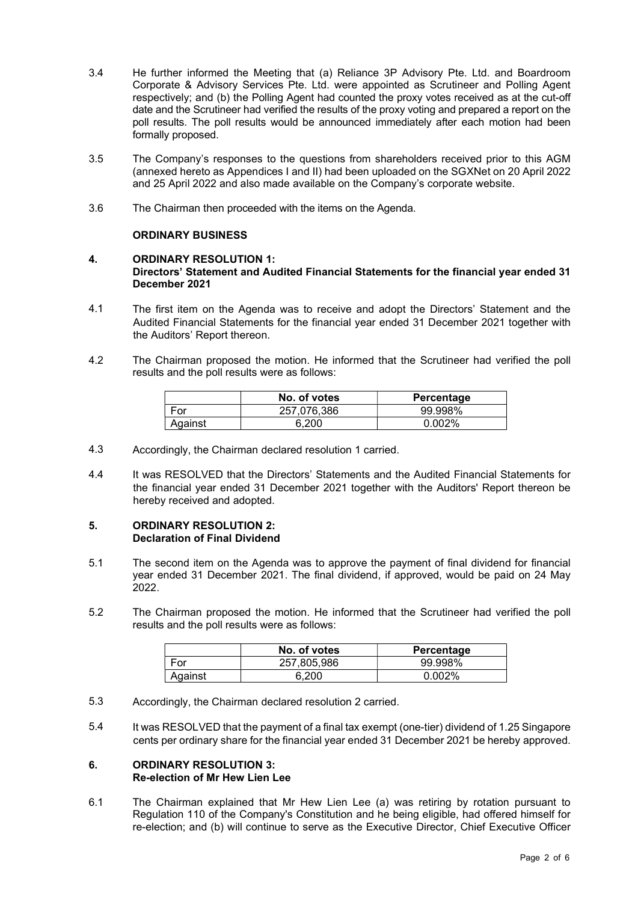3.4 He further informed the Meeting that (a) Reliance 3P Advisory Pte. Ltd. and Boardroom Corporate & Advisory Services Pte. Ltd. were appointed as Scrutineer and Polling Agent respectively; and (b) the Polling Agent had counted the proxy votes received as at the cut-off date and the Scrutineer had verified the results of the proxy voting and prepared a report on the poll results. The poll results would be announced immediately after each motion had been formally proposed.

3.5 The Company's responses to the questions from shareholders received prior to this AGM (annexed hereto as Appendices I and II) had been uploaded on the SGXNet on 20 April 2022 and 25 April 2022 and also made available on the Company's corporate website.

3.6 The Chairman then proceeded with the items on the Agenda.

**ORDINARY BUSINESS**

## 4. ORDINARY RESOLUTION 1: Directors' Statement and Audited Financial Statements for the financial year ended 31 December 2021

4.1 The first item on the Agenda was to receive and adopt the Directors' Statement and the Audited Financial Statements for the financial year ended 31 December 2021 together with the Auditors' Report thereon.

4.2 The Chairman proposed the motion. He informed that the Scrutineer had verified the poll results and the poll results were as follows:

| | No. of votes | Percentage |
|---|---|---|
| For | 257,076,386 | 99.998% |
| Against | 6,200 | 0.002% |

4.3 Accordingly, the Chairman declared resolution 1 carried.

4.4 It was RESOLVED that the Directors' Statements and the Audited Financial Statements for the financial year ended 31 December 2021 together with the Auditors' Report thereon be hereby received and adopted.

## 5. ORDINARY RESOLUTION 2: Declaration of Final Dividend

5.1 The second item on the Agenda was to approve the payment of final dividend for financial year ended 31 December 2021. The final dividend, if approved, would be paid on 24 May 2022.

5.2 The Chairman proposed the motion. He informed that the Scrutineer had verified the poll results and the poll results were as follows:

| | No. of votes | Percentage |
|---|---|---|
| For | 257,805,986 | 99.998% |
| Against | 6,200 | 0.002% |

5.3 Accordingly, the Chairman declared resolution 2 carried.

5.4 It was RESOLVED that the payment of a final tax exempt (one-tier) dividend of 1.25 Singapore cents per ordinary share for the financial year ended 31 December 2021 be hereby approved.

## 6. ORDINARY RESOLUTION 3: Re-election of Mr Hew Lien Lee

6.1 The Chairman explained that Mr Hew Lien Lee (a) was retiring by rotation pursuant to Regulation 110 of the Company's Constitution and he being eligible, had offered himself for re-election; and (b) will continue to serve as the Executive Director, Chief Executive Officer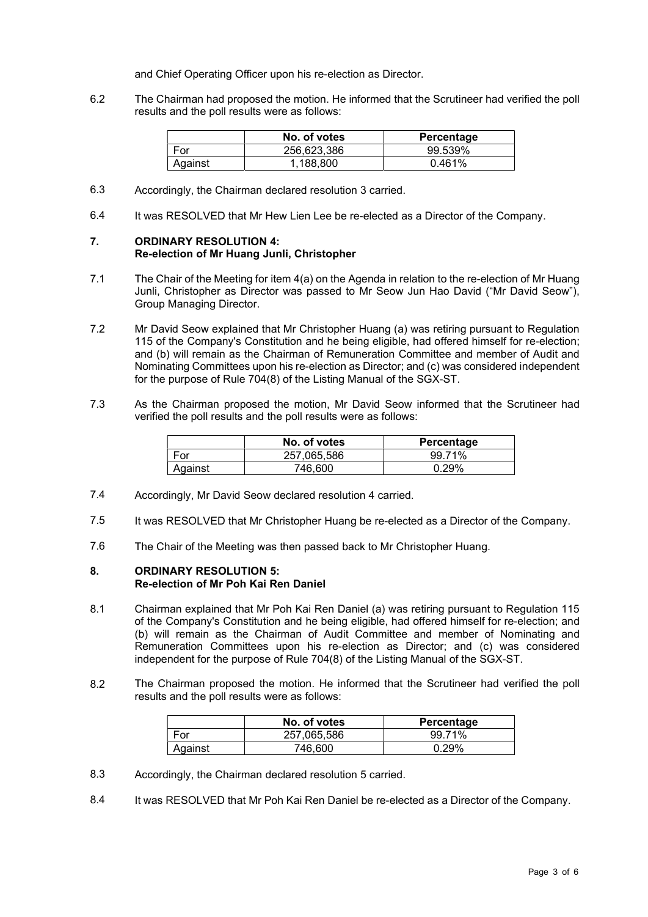and Chief Operating Officer upon his re-election as Director.

6.2 The Chairman had proposed the motion. He informed that the Scrutineer had verified the poll results and the poll results were as follows:

| | No. of votes | Percentage |
|---|---|---|
| For | 256,623,386 | 99.539% |
| Against | 1,188,800 | 0.461% |

6.3 Accordingly, the Chairman declared resolution 3 carried.

6.4 It was RESOLVED that Mr Hew Lien Lee be re-elected as a Director of the Company.

## 7. ORDINARY RESOLUTION 4: Re-election of Mr Huang Junli, Christopher

7.1 The Chair of the Meeting for item 4(a) on the Agenda in relation to the re-election of Mr Huang Junli, Christopher as Director was passed to Mr Seow Jun Hao David ("Mr David Seow"), Group Managing Director.

7.2 Mr David Seow explained that Mr Christopher Huang (a) was retiring pursuant to Regulation 115 of the Company's Constitution and he being eligible, had offered himself for re-election; and (b) will remain as the Chairman of Remuneration Committee and member of Audit and Nominating Committees upon his re-election as Director; and (c) was considered independent for the purpose of Rule 704(8) of the Listing Manual of the SGX-ST.

7.3 As the Chairman proposed the motion, Mr David Seow informed that the Scrutineer had verified the poll results and the poll results were as follows:

| | No. of votes | Percentage |
|---|---|---|
| For | 257,065,586 | 99.71% |
| Against | 746,600 | 0.29% |

7.4 Accordingly, Mr David Seow declared resolution 4 carried.

7.5 It was RESOLVED that Mr Christopher Huang be re-elected as a Director of the Company.

7.6 The Chair of the Meeting was then passed back to Mr Christopher Huang.

## 8. ORDINARY RESOLUTION 5: Re-election of Mr Poh Kai Ren Daniel

8.1 Chairman explained that Mr Poh Kai Ren Daniel (a) was retiring pursuant to Regulation 115 of the Company's Constitution and he being eligible, had offered himself for re-election; and (b) will remain as the Chairman of Audit Committee and member of Nominating and Remuneration Committees upon his re-election as Director; and (c) was considered independent for the purpose of Rule 704(8) of the Listing Manual of the SGX-ST.

8.2 The Chairman proposed the motion. He informed that the Scrutineer had verified the poll results and the poll results were as follows:

| | No. of votes | Percentage |
|---|---|---|
| For | 257,065,586 | 99.71% |
| Against | 746,600 | 0.29% |

8.3 Accordingly, the Chairman declared resolution 5 carried.

8.4 It was RESOLVED that Mr Poh Kai Ren Daniel be re-elected as a Director of the Company.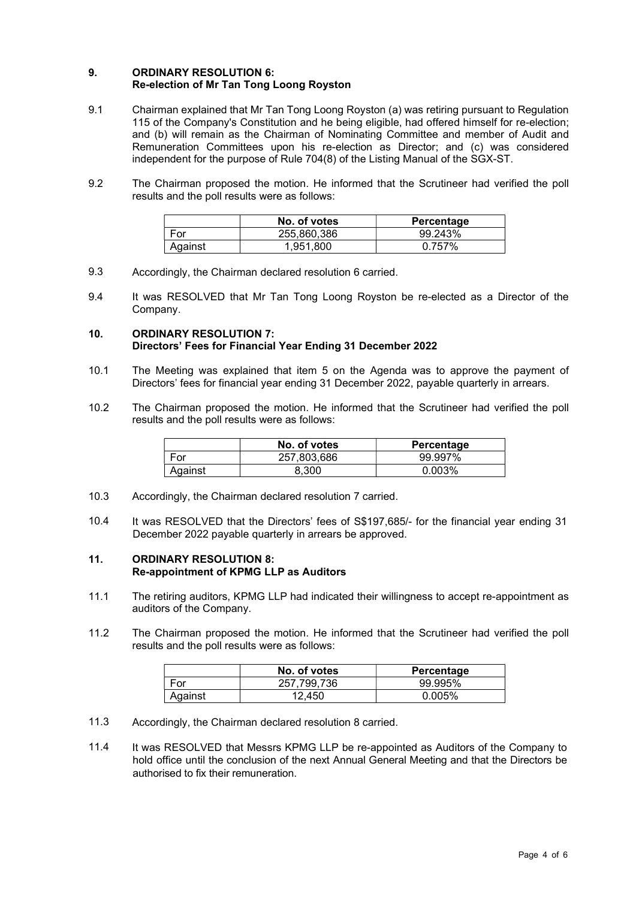**9. ORDINARY RESOLUTION 6:**
**Re-election of Mr Tan Tong Loong Royston**

9.1 Chairman explained that Mr Tan Tong Loong Royston (a) was retiring pursuant to Regulation 115 of the Company's Constitution and he being eligible, had offered himself for re-election; and (b) will remain as the Chairman of Nominating Committee and member of Audit and Remuneration Committees upon his re-election as Director; and (c) was considered independent for the purpose of Rule 704(8) of the Listing Manual of the SGX-ST.

9.2 The Chairman proposed the motion. He informed that the Scrutineer had verified the poll results and the poll results were as follows:

| | No. of votes | Percentage |
|---|---|---|
| For | 255,860,386 | 99.243% |
| Against | 1,951,800 | 0.757% |

9.3 Accordingly, the Chairman declared resolution 6 carried.

9.4 It was RESOLVED that Mr Tan Tong Loong Royston be re-elected as a Director of the Company.

**10. ORDINARY RESOLUTION 7:**
**Directors' Fees for Financial Year Ending 31 December 2022**

10.1 The Meeting was explained that item 5 on the Agenda was to approve the payment of Directors' fees for financial year ending 31 December 2022, payable quarterly in arrears.

10.2 The Chairman proposed the motion. He informed that the Scrutineer had verified the poll results and the poll results were as follows:

| | No. of votes | Percentage |
|---|---|---|
| For | 257,803,686 | 99.997% |
| Against | 8,300 | 0.003% |

10.3 Accordingly, the Chairman declared resolution 7 carried.

10.4 It was RESOLVED that the Directors' fees of S$197,685/- for the financial year ending 31 December 2022 payable quarterly in arrears be approved.

**11. ORDINARY RESOLUTION 8:**
**Re-appointment of KPMG LLP as Auditors**

11.1 The retiring auditors, KPMG LLP had indicated their willingness to accept re-appointment as auditors of the Company.

11.2 The Chairman proposed the motion. He informed that the Scrutineer had verified the poll results and the poll results were as follows:

| | No. of votes | Percentage |
|---|---|---|
| For | 257,799,736 | 99.995% |
| Against | 12,450 | 0.005% |

11.3 Accordingly, the Chairman declared resolution 8 carried.

11.4 It was RESOLVED that Messrs KPMG LLP be re-appointed as Auditors of the Company to hold office until the conclusion of the next Annual General Meeting and that the Directors be authorised to fix their remuneration.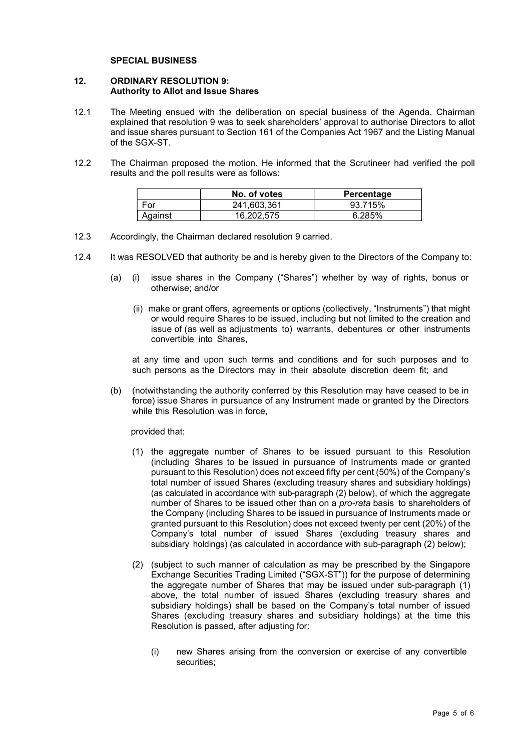**SPECIAL BUSINESS**

**12. ORDINARY RESOLUTION 9:**
**Authority to Allot and Issue Shares**

12.1 The Meeting ensued with the deliberation on special business of the Agenda. Chairman explained that resolution 9 was to seek shareholders' approval to authorise Directors to allot and issue shares pursuant to Section 161 of the Companies Act 1967 and the Listing Manual of the SGX-ST.

12.2 The Chairman proposed the motion. He informed that the Scrutineer had verified the poll results and the poll results were as follows:

| | No. of votes | Percentage |
|---|---|---|
| For | 241,603,361 | 93.715% |
| Against | 16,202,575 | 6.285% |

12.3 Accordingly, the Chairman declared resolution 9 carried.

12.4 It was RESOLVED that authority be and is hereby given to the Directors of the Company to:

(a) (i) issue shares in the Company ("Shares") whether by way of rights, bonus or otherwise; and/or

(ii) make or grant offers, agreements or options (collectively, "Instruments") that might or would require Shares to be issued, including but not limited to the creation and issue of (as well as adjustments to) warrants, debentures or other instruments convertible into Shares,

at any time and upon such terms and conditions and for such purposes and to such persons as the Directors may in their absolute discretion deem fit; and

(b) (notwithstanding the authority conferred by this Resolution may have ceased to be in force) issue Shares in pursuance of any Instrument made or granted by the Directors while this Resolution was in force,

provided that:

(1) the aggregate number of Shares to be issued pursuant to this Resolution (including Shares to be issued in pursuance of Instruments made or granted pursuant to this Resolution) does not exceed fifty per cent (50%) of the Company's total number of issued Shares (excluding treasury shares and subsidiary holdings) (as calculated in accordance with sub-paragraph (2) below), of which the aggregate number of Shares to be issued other than on a *pro-rata* basis to shareholders of the Company (including Shares to be issued in pursuance of Instruments made or granted pursuant to this Resolution) does not exceed twenty per cent (20%) of the Company's total number of issued Shares (excluding treasury shares and subsidiary holdings) (as calculated in accordance with sub-paragraph (2) below);

(2) (subject to such manner of calculation as may be prescribed by the Singapore Exchange Securities Trading Limited ("SGX-ST")) for the purpose of determining the aggregate number of Shares that may be issued under sub-paragraph (1) above, the total number of issued Shares (excluding treasury shares and subsidiary holdings) shall be based on the Company's total number of issued Shares (excluding treasury shares and subsidiary holdings) at the time this Resolution is passed, after adjusting for:

(i) new Shares arising from the conversion or exercise of any convertible securities;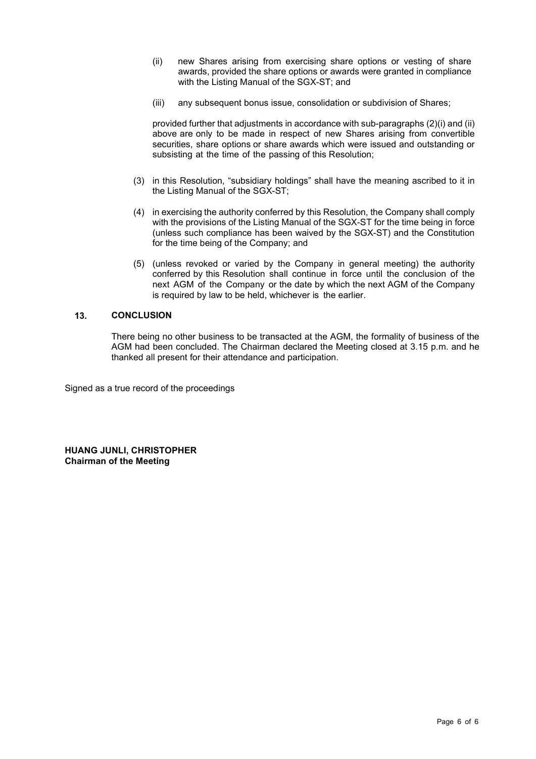(ii) new Shares arising from exercising share options or vesting of share awards, provided the share options or awards were granted in compliance with the Listing Manual of the SGX-ST; and

(iii) any subsequent bonus issue, consolidation or subdivision of Shares;

provided further that adjustments in accordance with sub-paragraphs (2)(i) and (ii) above are only to be made in respect of new Shares arising from convertible securities, share options or share awards which were issued and outstanding or subsisting at the time of the passing of this Resolution;

(3) in this Resolution, "subsidiary holdings" shall have the meaning ascribed to it in the Listing Manual of the SGX-ST;

(4) in exercising the authority conferred by this Resolution, the Company shall comply with the provisions of the Listing Manual of the SGX-ST for the time being in force (unless such compliance has been waived by the SGX-ST) and the Constitution for the time being of the Company; and

(5) (unless revoked or varied by the Company in general meeting) the authority conferred by this Resolution shall continue in force until the conclusion of the next AGM of the Company or the date by which the next AGM of the Company is required by law to be held, whichever is the earlier.

## 13. CONCLUSION

There being no other business to be transacted at the AGM, the formality of business of the AGM had been concluded. The Chairman declared the Meeting closed at 3.15 p.m. and he thanked all present for their attendance and participation.

Signed as a true record of the proceedings

**HUANG JUNLI, CHRISTOPHER**
**Chairman of the Meeting**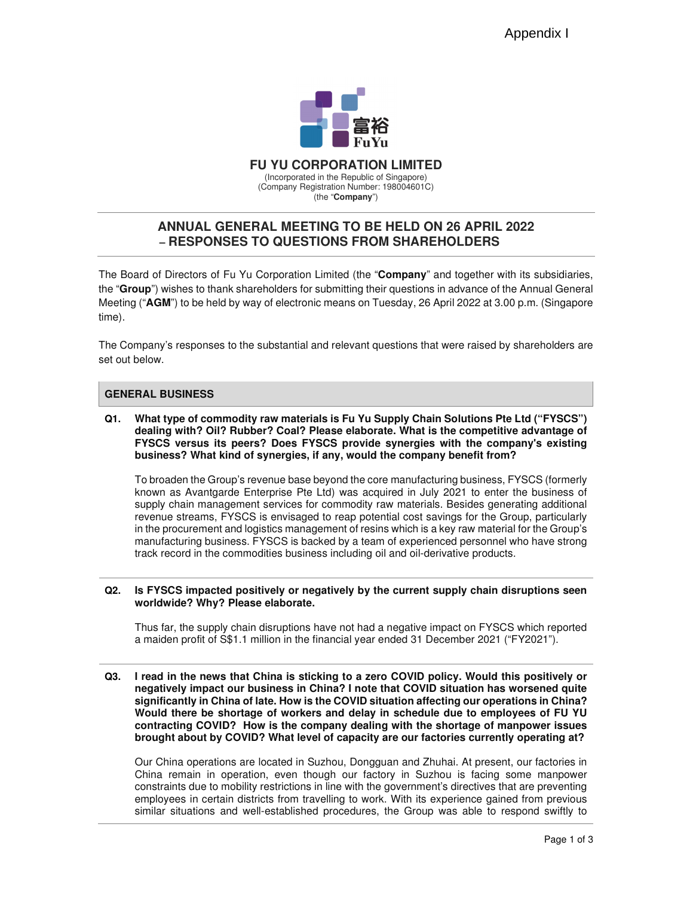Appendix I

# FU YU CORPORATION LIMITED

(Incorporated in the Republic of Singapore)
(Company Registration Number: 198004601C)
(the "**Company**")

## ANNUAL GENERAL MEETING TO BE HELD ON 26 APRIL 2022 – RESPONSES TO QUESTIONS FROM SHAREHOLDERS

The Board of Directors of Fu Yu Corporation Limited (the "**Company**" and together with its subsidiaries, the "**Group**") wishes to thank shareholders for submitting their questions in advance of the Annual General Meeting ("**AGM**") to be held by way of electronic means on Tuesday, 26 April 2022 at 3.00 p.m. (Singapore time).

The Company's responses to the substantial and relevant questions that were raised by shareholders are set out below.

### GENERAL BUSINESS

**Q1. What type of commodity raw materials is Fu Yu Supply Chain Solutions Pte Ltd ("FYSCS") dealing with? Oil? Rubber? Coal? Please elaborate. What is the competitive advantage of FYSCS versus its peers? Does FYSCS provide synergies with the company's existing business? What kind of synergies, if any, would the company benefit from?**

To broaden the Group's revenue base beyond the core manufacturing business, FYSCS (formerly known as Avantgarde Enterprise Pte Ltd) was acquired in July 2021 to enter the business of supply chain management services for commodity raw materials. Besides generating additional revenue streams, FYSCS is envisaged to reap potential cost savings for the Group, particularly in the procurement and logistics management of resins which is a key raw material for the Group's manufacturing business. FYSCS is backed by a team of experienced personnel who have strong track record in the commodities business including oil and oil-derivative products.

**Q2. Is FYSCS impacted positively or negatively by the current supply chain disruptions seen worldwide? Why? Please elaborate.**

Thus far, the supply chain disruptions have not had a negative impact on FYSCS which reported a maiden profit of S$1.1 million in the financial year ended 31 December 2021 ("FY2021").

**Q3. I read in the news that China is sticking to a zero COVID policy. Would this positively or negatively impact our business in China? I note that COVID situation has worsened quite significantly in China of late. How is the COVID situation affecting our operations in China? Would there be shortage of workers and delay in schedule due to employees of FU YU contracting COVID? How is the company dealing with the shortage of manpower issues brought about by COVID? What level of capacity are our factories currently operating at?**

Our China operations are located in Suzhou, Dongguan and Zhuhai. At present, our factories in China remain in operation, even though our factory in Suzhou is facing some manpower constraints due to mobility restrictions in line with the government's directives that are preventing employees in certain districts from travelling to work. With its experience gained from previous similar situations and well-established procedures, the Group was able to respond swiftly to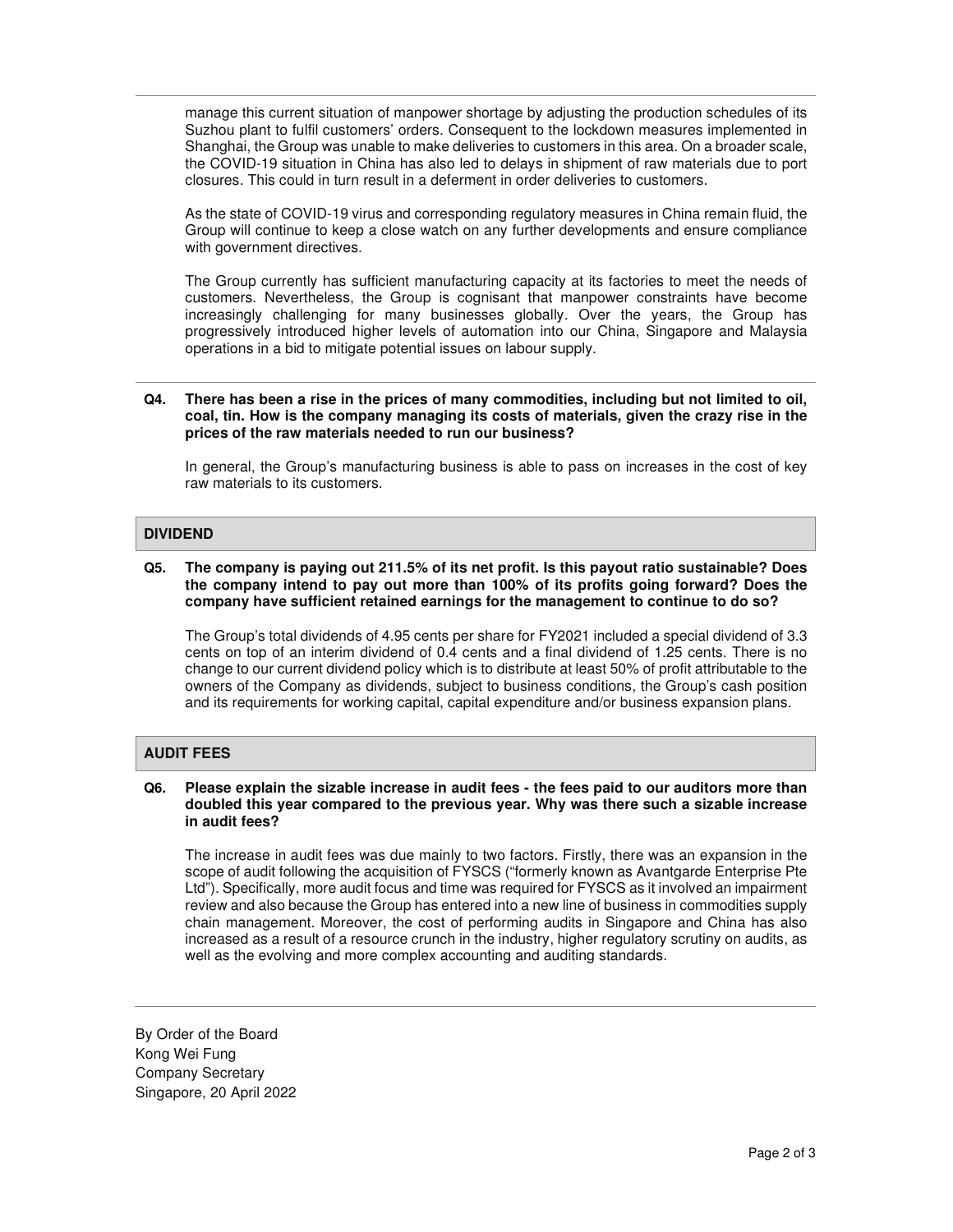manage this current situation of manpower shortage by adjusting the production schedules of its Suzhou plant to fulfil customers' orders. Consequent to the lockdown measures implemented in Shanghai, the Group was unable to make deliveries to customers in this area. On a broader scale, the COVID-19 situation in China has also led to delays in shipment of raw materials due to port closures. This could in turn result in a deferment in order deliveries to customers.

As the state of COVID-19 virus and corresponding regulatory measures in China remain fluid, the Group will continue to keep a close watch on any further developments and ensure compliance with government directives.

The Group currently has sufficient manufacturing capacity at its factories to meet the needs of customers. Nevertheless, the Group is cognisant that manpower constraints have become increasingly challenging for many businesses globally. Over the years, the Group has progressively introduced higher levels of automation into our China, Singapore and Malaysia operations in a bid to mitigate potential issues on labour supply.

**Q4. There has been a rise in the prices of many commodities, including but not limited to oil, coal, tin. How is the company managing its costs of materials, given the crazy rise in the prices of the raw materials needed to run our business?**

In general, the Group's manufacturing business is able to pass on increases in the cost of key raw materials to its customers.

## DIVIDEND

**Q5. The company is paying out 211.5% of its net profit. Is this payout ratio sustainable? Does the company intend to pay out more than 100% of its profits going forward? Does the company have sufficient retained earnings for the management to continue to do so?**

The Group's total dividends of 4.95 cents per share for FY2021 included a special dividend of 3.3 cents on top of an interim dividend of 0.4 cents and a final dividend of 1.25 cents. There is no change to our current dividend policy which is to distribute at least 50% of profit attributable to the owners of the Company as dividends, subject to business conditions, the Group's cash position and its requirements for working capital, capital expenditure and/or business expansion plans.

## AUDIT FEES

**Q6. Please explain the sizable increase in audit fees - the fees paid to our auditors more than doubled this year compared to the previous year. Why was there such a sizable increase in audit fees?**

The increase in audit fees was due mainly to two factors. Firstly, there was an expansion in the scope of audit following the acquisition of FYSCS ("formerly known as Avantgarde Enterprise Pte Ltd"). Specifically, more audit focus and time was required for FYSCS as it involved an impairment review and also because the Group has entered into a new line of business in commodities supply chain management. Moreover, the cost of performing audits in Singapore and China has also increased as a result of a resource crunch in the industry, higher regulatory scrutiny on audits, as well as the evolving and more complex accounting and auditing standards.

By Order of the Board
Kong Wei Fung
Company Secretary
Singapore, 20 April 2022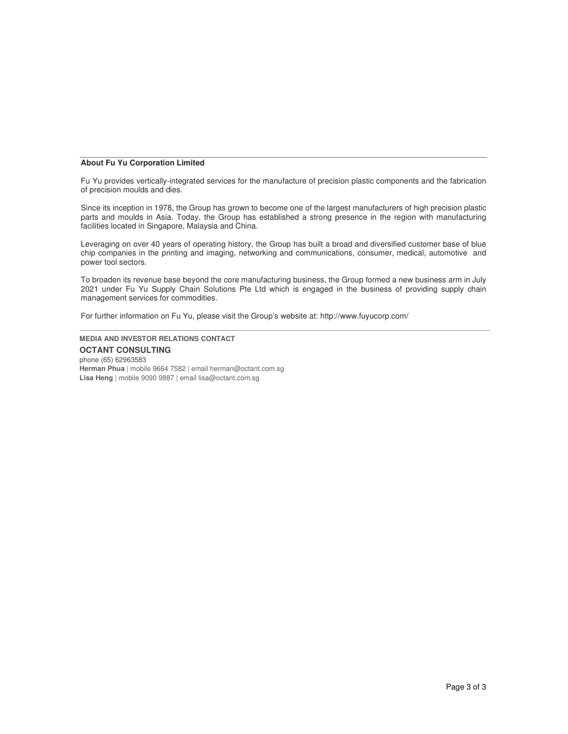**About Fu Yu Corporation Limited**

Fu Yu provides vertically-integrated services for the manufacture of precision plastic components and the fabrication of precision moulds and dies.

Since its inception in 1978, the Group has grown to become one of the largest manufacturers of high precision plastic parts and moulds in Asia. Today, the Group has established a strong presence in the region with manufacturing facilities located in Singapore, Malaysia and China.

Leveraging on over 40 years of operating history, the Group has built a broad and diversified customer base of blue chip companies in the printing and imaging, networking and communications, consumer, medical, automotive and power tool sectors.

To broaden its revenue base beyond the core manufacturing business, the Group formed a new business arm in July 2021 under Fu Yu Supply Chain Solutions Pte Ltd which is engaged in the business of providing supply chain management services for commodities.

For further information on Fu Yu, please visit the Group's website at: http://www.fuyucorp.com/

**MEDIA AND INVESTOR RELATIONS CONTACT**

**OCTANT CONSULTING**

phone (65) 62963583
**Herman Phua** | mobile 9664 7582 | email herman@octant.com.sg
**Lisa Heng** | mobile 9090 9887 | email lisa@octant.com.sg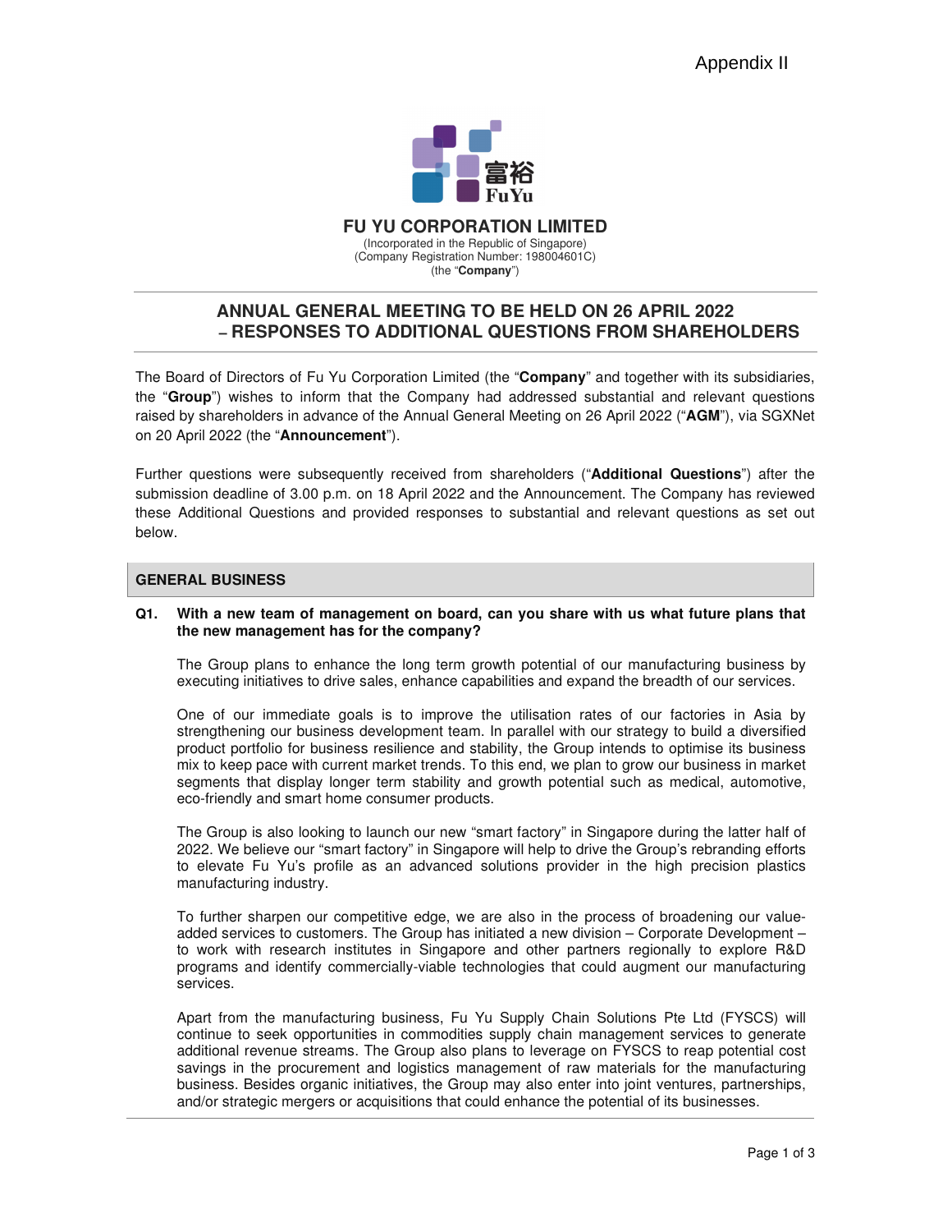Appendix II

**FU YU CORPORATION LIMITED**
(Incorporated in the Republic of Singapore)
(Company Registration Number: 198004601C)
(the "**Company**")

## ANNUAL GENERAL MEETING TO BE HELD ON 26 APRIL 2022 – RESPONSES TO ADDITIONAL QUESTIONS FROM SHAREHOLDERS

The Board of Directors of Fu Yu Corporation Limited (the "**Company**" and together with its subsidiaries, the "**Group**") wishes to inform that the Company had addressed substantial and relevant questions raised by shareholders in advance of the Annual General Meeting on 26 April 2022 ("**AGM**"), via SGXNet on 20 April 2022 (the "**Announcement**").

Further questions were subsequently received from shareholders ("**Additional Questions**") after the submission deadline of 3.00 p.m. on 18 April 2022 and the Announcement. The Company has reviewed these Additional Questions and provided responses to substantial and relevant questions as set out below.

### GENERAL BUSINESS

**Q1. With a new team of management on board, can you share with us what future plans that the new management has for the company?**

The Group plans to enhance the long term growth potential of our manufacturing business by executing initiatives to drive sales, enhance capabilities and expand the breadth of our services.

One of our immediate goals is to improve the utilisation rates of our factories in Asia by strengthening our business development team. In parallel with our strategy to build a diversified product portfolio for business resilience and stability, the Group intends to optimise its business mix to keep pace with current market trends. To this end, we plan to grow our business in market segments that display longer term stability and growth potential such as medical, automotive, eco-friendly and smart home consumer products.

The Group is also looking to launch our new "smart factory" in Singapore during the latter half of 2022. We believe our "smart factory" in Singapore will help to drive the Group's rebranding efforts to elevate Fu Yu's profile as an advanced solutions provider in the high precision plastics manufacturing industry.

To further sharpen our competitive edge, we are also in the process of broadening our value-added services to customers. The Group has initiated a new division – Corporate Development – to work with research institutes in Singapore and other partners regionally to explore R&D programs and identify commercially-viable technologies that could augment our manufacturing services.

Apart from the manufacturing business, Fu Yu Supply Chain Solutions Pte Ltd (FYSCS) will continue to seek opportunities in commodities supply chain management services to generate additional revenue streams. The Group also plans to leverage on FYSCS to reap potential cost savings in the procurement and logistics management of raw materials for the manufacturing business. Besides organic initiatives, the Group may also enter into joint ventures, partnerships, and/or strategic mergers or acquisitions that could enhance the potential of its businesses.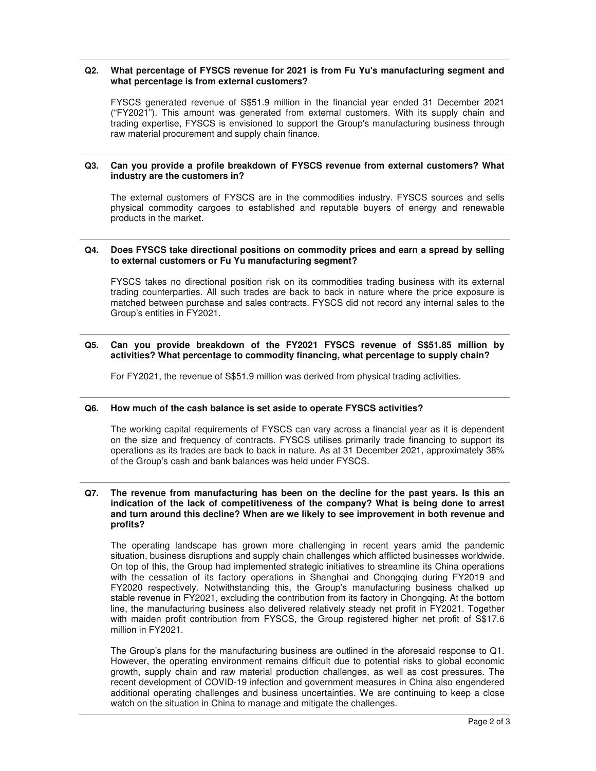**Q2. What percentage of FYSCS revenue for 2021 is from Fu Yu's manufacturing segment and what percentage is from external customers?**

FYSCS generated revenue of S$51.9 million in the financial year ended 31 December 2021 ("FY2021"). This amount was generated from external customers. With its supply chain and trading expertise, FYSCS is envisioned to support the Group's manufacturing business through raw material procurement and supply chain finance.

**Q3. Can you provide a profile breakdown of FYSCS revenue from external customers? What industry are the customers in?**

The external customers of FYSCS are in the commodities industry. FYSCS sources and sells physical commodity cargoes to established and reputable buyers of energy and renewable products in the market.

**Q4. Does FYSCS take directional positions on commodity prices and earn a spread by selling to external customers or Fu Yu manufacturing segment?**

FYSCS takes no directional position risk on its commodities trading business with its external trading counterparties. All such trades are back to back in nature where the price exposure is matched between purchase and sales contracts. FYSCS did not record any internal sales to the Group's entities in FY2021.

**Q5. Can you provide breakdown of the FY2021 FYSCS revenue of S$51.85 million by activities? What percentage to commodity financing, what percentage to supply chain?**

For FY2021, the revenue of S$51.9 million was derived from physical trading activities.

**Q6. How much of the cash balance is set aside to operate FYSCS activities?**

The working capital requirements of FYSCS can vary across a financial year as it is dependent on the size and frequency of contracts. FYSCS utilises primarily trade financing to support its operations as its trades are back to back in nature. As at 31 December 2021, approximately 38% of the Group's cash and bank balances was held under FYSCS.

**Q7. The revenue from manufacturing has been on the decline for the past years. Is this an indication of the lack of competitiveness of the company? What is being done to arrest and turn around this decline? When are we likely to see improvement in both revenue and profits?**

The operating landscape has grown more challenging in recent years amid the pandemic situation, business disruptions and supply chain challenges which afflicted businesses worldwide. On top of this, the Group had implemented strategic initiatives to streamline its China operations with the cessation of its factory operations in Shanghai and Chongqing during FY2019 and FY2020 respectively. Notwithstanding this, the Group's manufacturing business chalked up stable revenue in FY2021, excluding the contribution from its factory in Chongqing. At the bottom line, the manufacturing business also delivered relatively steady net profit in FY2021. Together with maiden profit contribution from FYSCS, the Group registered higher net profit of S$17.6 million in FY2021.

The Group's plans for the manufacturing business are outlined in the aforesaid response to Q1. However, the operating environment remains difficult due to potential risks to global economic growth, supply chain and raw material production challenges, as well as cost pressures. The recent development of COVID-19 infection and government measures in China also engendered additional operating challenges and business uncertainties. We are continuing to keep a close watch on the situation in China to manage and mitigate the challenges.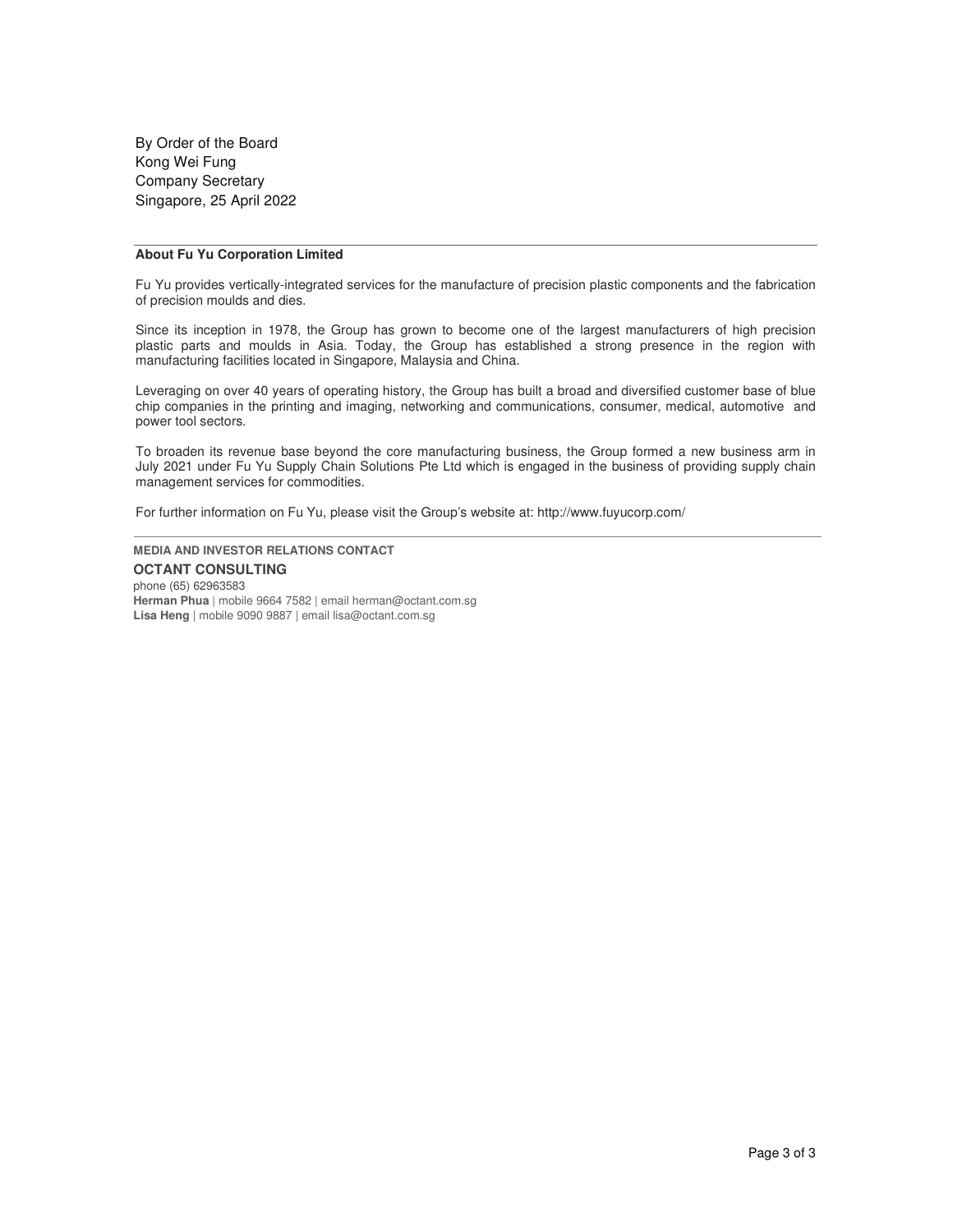By Order of the Board
Kong Wei Fung
Company Secretary
Singapore, 25 April 2022

---

**About Fu Yu Corporation Limited**

Fu Yu provides vertically-integrated services for the manufacture of precision plastic components and the fabrication of precision moulds and dies.

Since its inception in 1978, the Group has grown to become one of the largest manufacturers of high precision plastic parts and moulds in Asia. Today, the Group has established a strong presence in the region with manufacturing facilities located in Singapore, Malaysia and China.

Leveraging on over 40 years of operating history, the Group has built a broad and diversified customer base of blue chip companies in the printing and imaging, networking and communications, consumer, medical, automotive and power tool sectors.

To broaden its revenue base beyond the core manufacturing business, the Group formed a new business arm in July 2021 under Fu Yu Supply Chain Solutions Pte Ltd which is engaged in the business of providing supply chain management services for commodities.

For further information on Fu Yu, please visit the Group's website at: http://www.fuyucorp.com/

---

**MEDIA AND INVESTOR RELATIONS CONTACT**

**OCTANT CONSULTING**
phone (65) 62963583
**Herman Phua** | mobile 9664 7582 | email herman@octant.com.sg
**Lisa Heng** | mobile 9090 9887 | email lisa@octant.com.sg